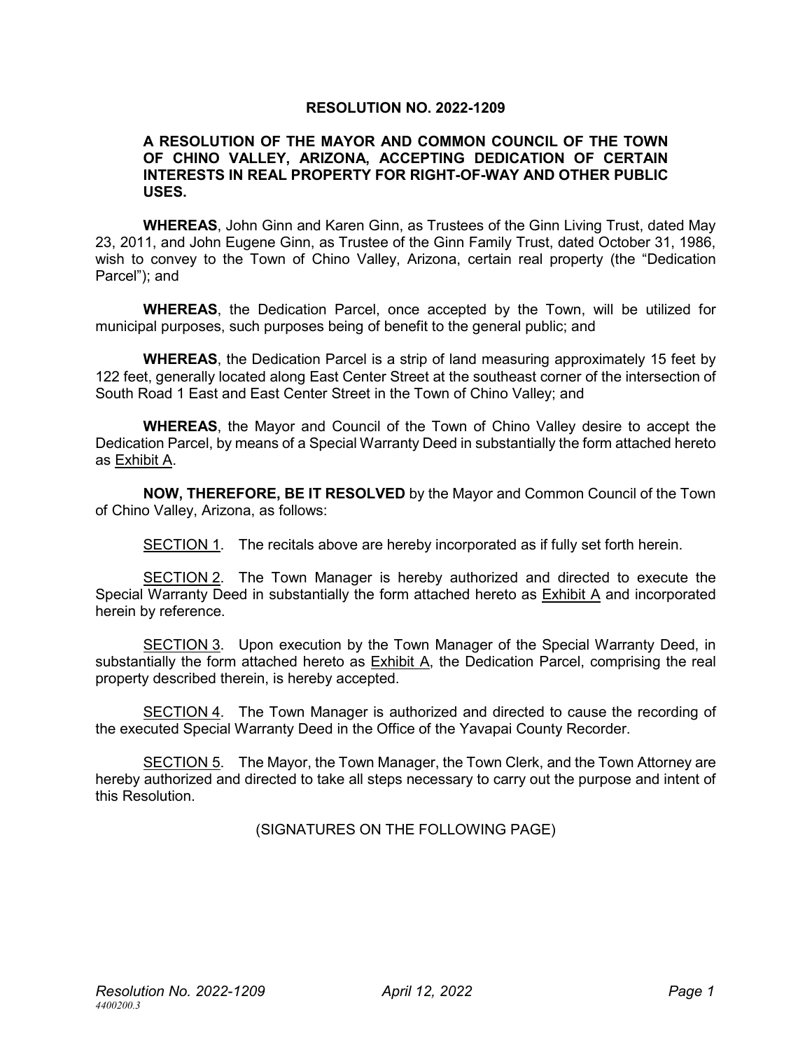# RESOLUTION NO. 2022-1209

**A RESOLUTION OF THE MAYOR AND COMMON COUNCIL OF THE TOWN OF CHINO VALLEY, ARIZONA, ACCEPTING DEDICATION OF CERTAIN INTERESTS IN REAL PROPERTY FOR RIGHT-OF-WAY AND OTHER PUBLIC USES.**

**WHEREAS**, John Ginn and Karen Ginn, as Trustees of the Ginn Living Trust, dated May 23, 2011, and John Eugene Ginn, as Trustee of the Ginn Family Trust, dated October 31, 1986, wish to convey to the Town of Chino Valley, Arizona, certain real property (the "Dedication Parcel"); and

**WHEREAS**, the Dedication Parcel, once accepted by the Town, will be utilized for municipal purposes, such purposes being of benefit to the general public; and

**WHEREAS**, the Dedication Parcel is a strip of land measuring approximately 15 feet by 122 feet, generally located along East Center Street at the southeast corner of the intersection of South Road 1 East and East Center Street in the Town of Chino Valley; and

**WHEREAS**, the Mayor and Council of the Town of Chino Valley desire to accept the Dedication Parcel, by means of a Special Warranty Deed in substantially the form attached hereto as Exhibit A.

**NOW, THEREFORE, BE IT RESOLVED** by the Mayor and Common Council of the Town of Chino Valley, Arizona, as follows:

SECTION 1. The recitals above are hereby incorporated as if fully set forth herein.

SECTION 2. The Town Manager is hereby authorized and directed to execute the Special Warranty Deed in substantially the form attached hereto as Exhibit A and incorporated herein by reference.

SECTION 3. Upon execution by the Town Manager of the Special Warranty Deed, in substantially the form attached hereto as Exhibit A, the Dedication Parcel, comprising the real property described therein, is hereby accepted.

SECTION 4. The Town Manager is authorized and directed to cause the recording of the executed Special Warranty Deed in the Office of the Yavapai County Recorder.

SECTION 5. The Mayor, the Town Manager, the Town Clerk, and the Town Attorney are hereby authorized and directed to take all steps necessary to carry out the purpose and intent of this Resolution.

(SIGNATURES ON THE FOLLOWING PAGE)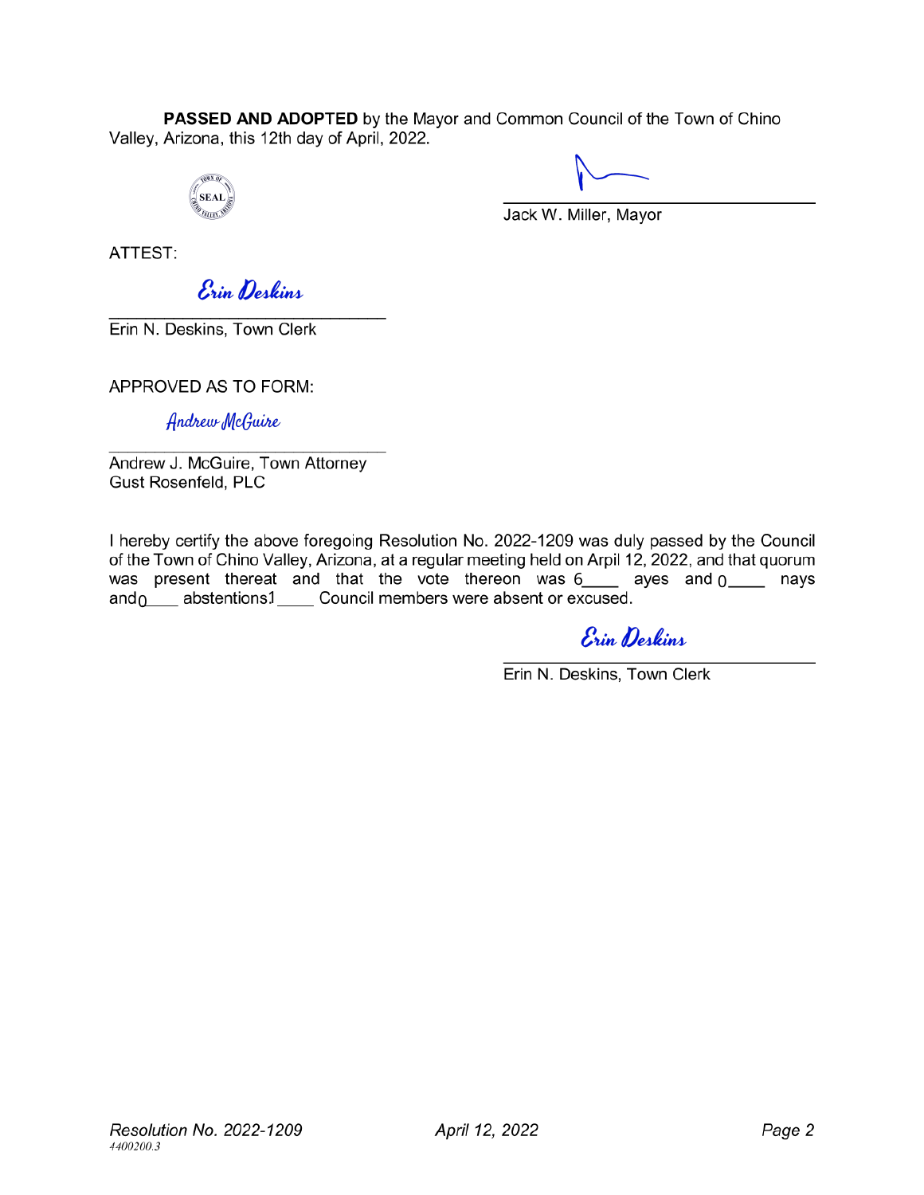**PASSED AND ADOPTED** by the Mayor and Common Council of the Town of Chino Valley, Arizona, this 12th day of April, 2022.

SEAL

______________________________
Jack W. Miller, Mayor

ATTEST:

*Erin Deskins*
______________________________
Erin N. Deskins, Town Clerk

APPROVED AS TO FORM:

*Andrew McGuire*
______________________________
Andrew J. McGuire, Town Attorney
Gust Rosenfeld, PLC

I hereby certify the above foregoing Resolution No. 2022-1209 was duly passed by the Council of the Town of Chino Valley, Arizona, at a regular meeting held on Arpil 12, 2022, and that quorum was present thereat and that the vote thereon was 6____ ayes and 0____ nays and 0____ abstentions 1____ Council members were absent or excused.

*Erin Deskins*
______________________________
Erin N. Deskins, Town Clerk

*Resolution No. 2022-1209* *April 12, 2022*
*4400200.3*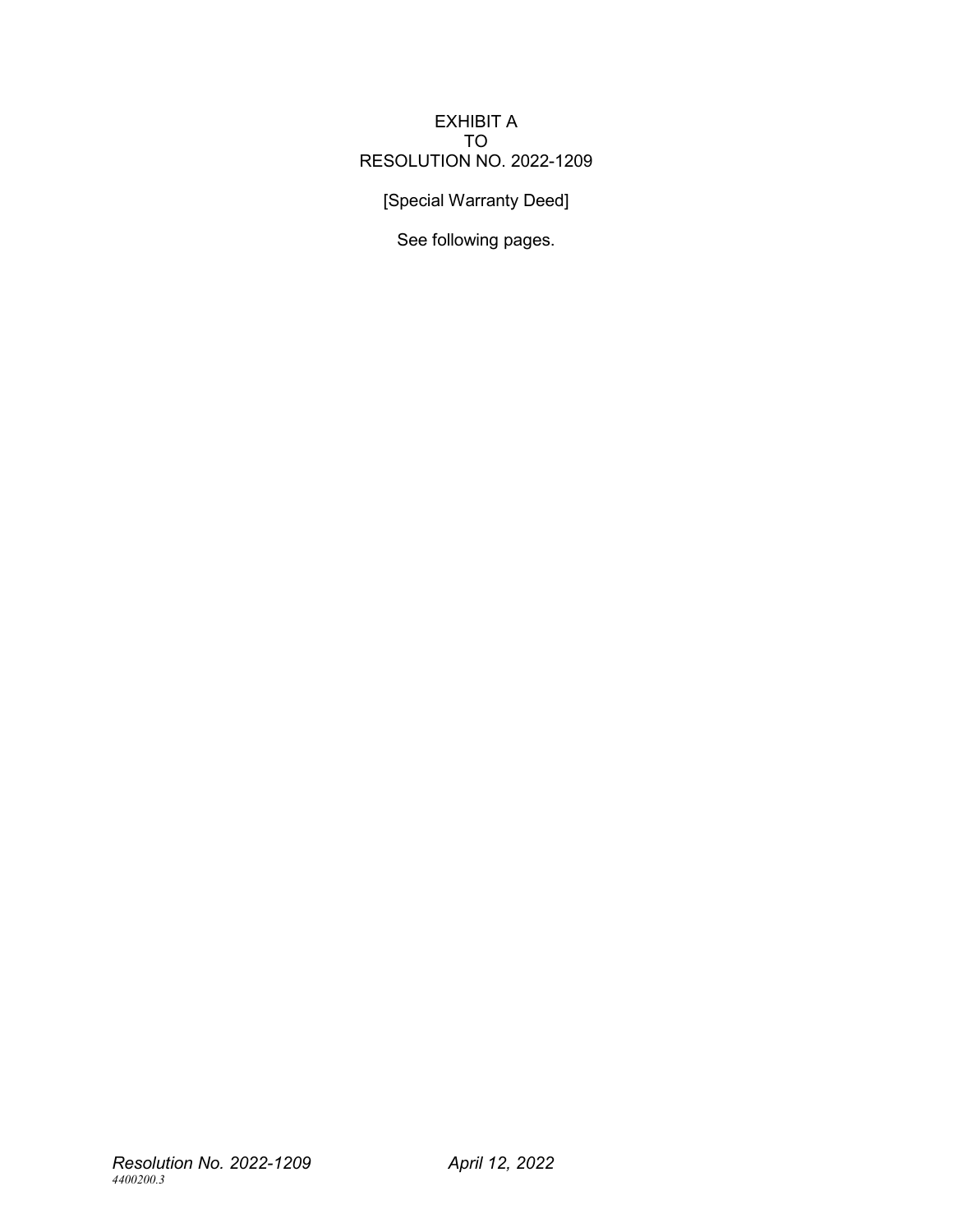# EXHIBIT A
# TO
# RESOLUTION NO. 2022-1209

[Special Warranty Deed]

See following pages.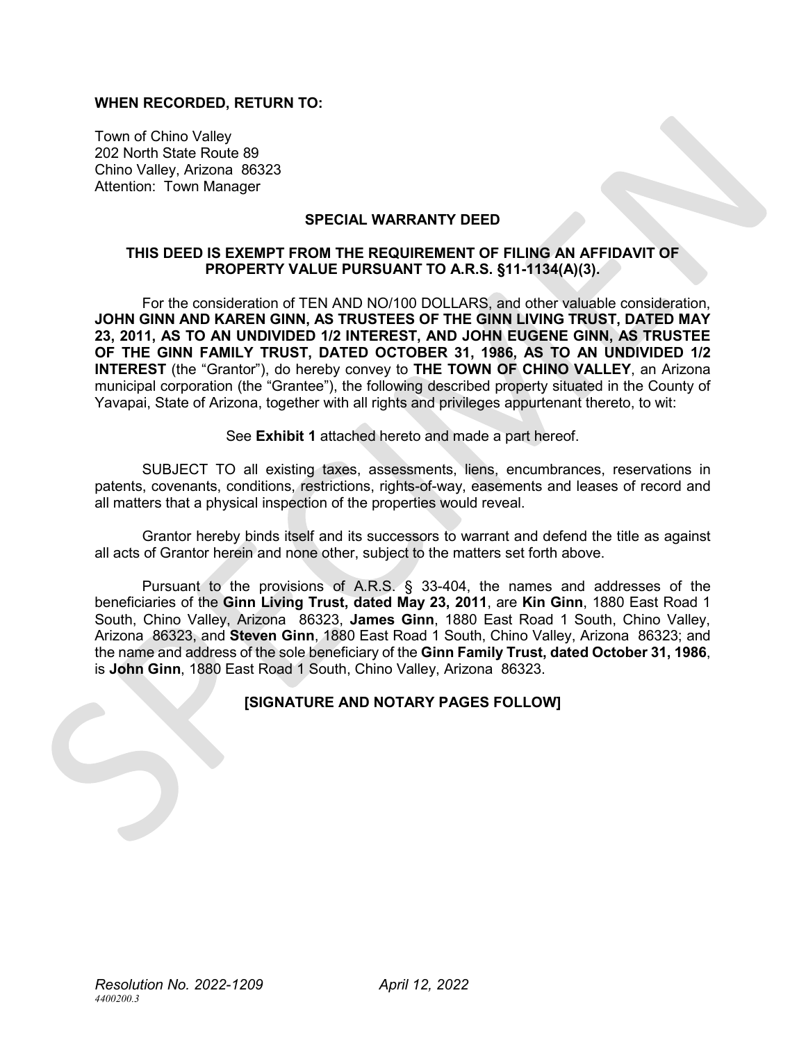**WHEN RECORDED, RETURN TO:**

Town of Chino Valley
202 North State Route 89
Chino Valley, Arizona 86323
Attention: Town Manager

## SPECIAL WARRANTY DEED

**THIS DEED IS EXEMPT FROM THE REQUIREMENT OF FILING AN AFFIDAVIT OF PROPERTY VALUE PURSUANT TO A.R.S. §11-1134(A)(3).**

For the consideration of TEN AND NO/100 DOLLARS, and other valuable consideration, **JOHN GINN AND KAREN GINN, AS TRUSTEES OF THE GINN LIVING TRUST, DATED MAY 23, 2011, AS TO AN UNDIVIDED 1/2 INTEREST, AND JOHN EUGENE GINN, AS TRUSTEE OF THE GINN FAMILY TRUST, DATED OCTOBER 31, 1986, AS TO AN UNDIVIDED 1/2 INTEREST** (the "Grantor"), do hereby convey to **THE TOWN OF CHINO VALLEY**, an Arizona municipal corporation (the "Grantee"), the following described property situated in the County of Yavapai, State of Arizona, together with all rights and privileges appurtenant thereto, to wit:

See **Exhibit 1** attached hereto and made a part hereof.

SUBJECT TO all existing taxes, assessments, liens, encumbrances, reservations in patents, covenants, conditions, restrictions, rights-of-way, easements and leases of record and all matters that a physical inspection of the properties would reveal.

Grantor hereby binds itself and its successors to warrant and defend the title as against all acts of Grantor herein and none other, subject to the matters set forth above.

Pursuant to the provisions of A.R.S. § 33-404, the names and addresses of the beneficiaries of the **Ginn Living Trust, dated May 23, 2011**, are **Kin Ginn**, 1880 East Road 1 South, Chino Valley, Arizona 86323, **James Ginn**, 1880 East Road 1 South, Chino Valley, Arizona 86323, and **Steven Ginn**, 1880 East Road 1 South, Chino Valley, Arizona 86323; and the name and address of the sole beneficiary of the **Ginn Family Trust, dated October 31, 1986**, is **John Ginn**, 1880 East Road 1 South, Chino Valley, Arizona 86323.

**[SIGNATURE AND NOTARY PAGES FOLLOW]**

*Resolution No. 2022-1209* *April 12, 2022*
*4400200.3*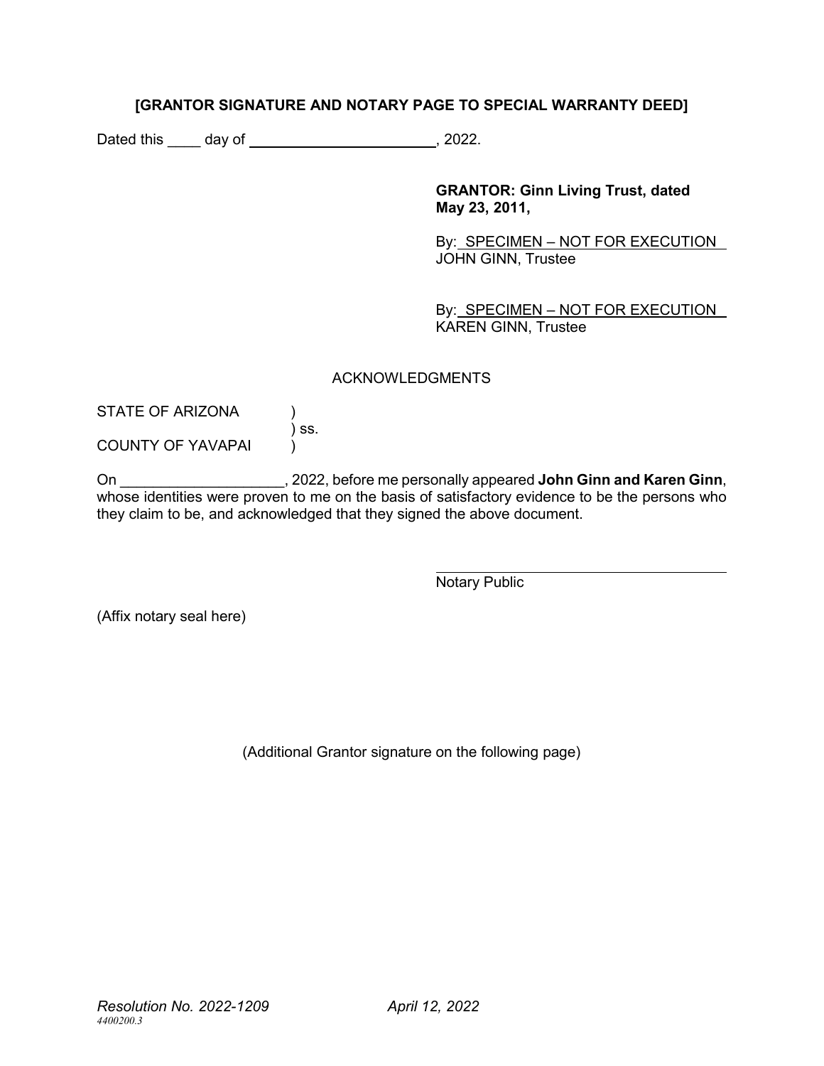**[GRANTOR SIGNATURE AND NOTARY PAGE TO SPECIAL WARRANTY DEED]**

Dated this ____ day of ________________________, 2022.

**GRANTOR: Ginn Living Trust, dated May 23, 2011,**

By: SPECIMEN – NOT FOR EXECUTION
JOHN GINN, Trustee

By: SPECIMEN – NOT FOR EXECUTION
KAREN GINN, Trustee

ACKNOWLEDGMENTS

STATE OF ARIZONA )
) ss.
COUNTY OF YAVAPAI )

On ____________________, 2022, before me personally appeared **John Ginn and Karen Ginn**, whose identities were proven to me on the basis of satisfactory evidence to be the persons who they claim to be, and acknowledged that they signed the above document.

________________________________
Notary Public

(Affix notary seal here)

(Additional Grantor signature on the following page)

*Resolution No. 2022-1209* *April 12, 2022*
*4400200.3*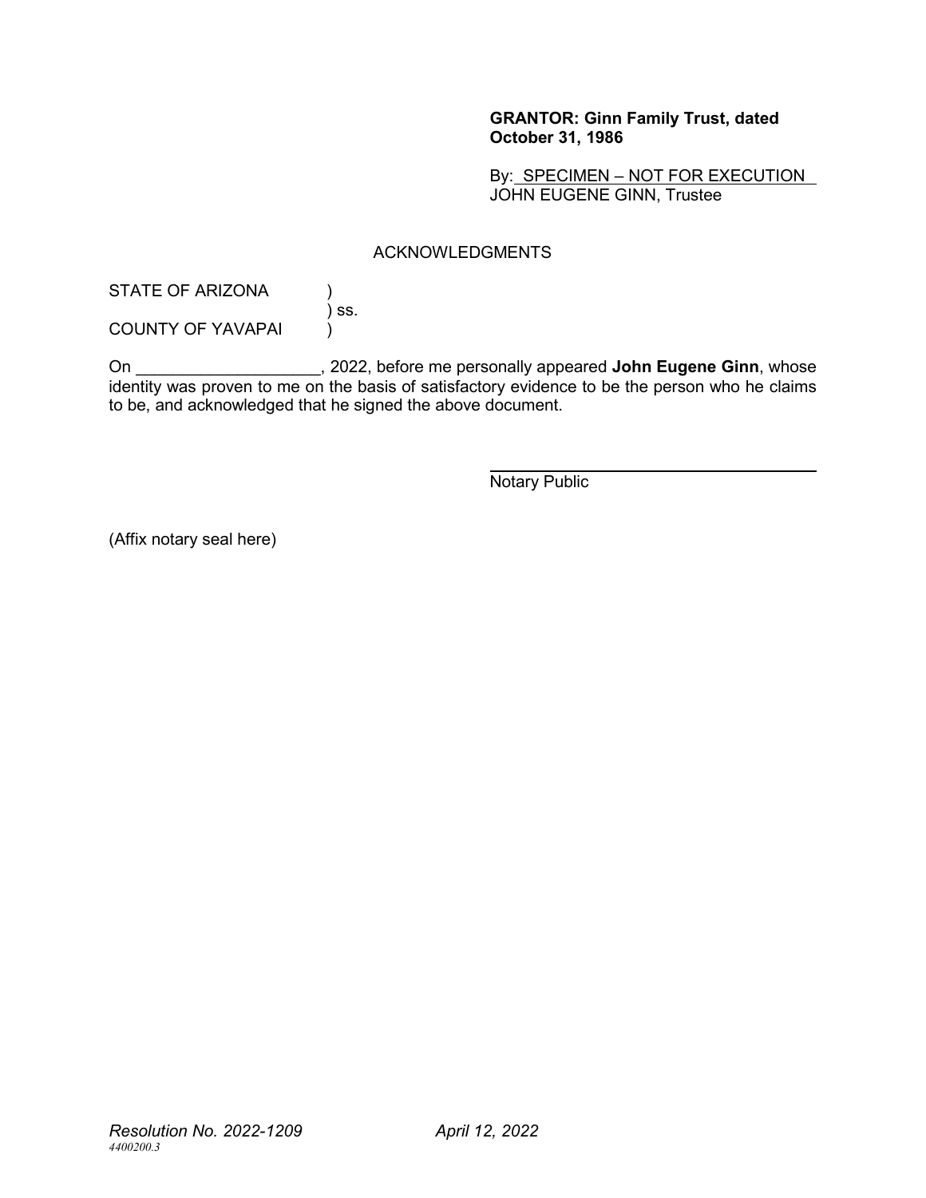**GRANTOR: Ginn Family Trust, dated October 31, 1986**

By: SPECIMEN – NOT FOR EXECUTION
JOHN EUGENE GINN, Trustee

ACKNOWLEDGMENTS

STATE OF ARIZONA )
) ss.
COUNTY OF YAVAPAI )

On ____________________, 2022, before me personally appeared **John Eugene Ginn**, whose identity was proven to me on the basis of satisfactory evidence to be the person who he claims to be, and acknowledged that he signed the above document.

______________________________________
Notary Public

(Affix notary seal here)

*Resolution No. 2022-1209* *April 12, 2022*
*4400200.3*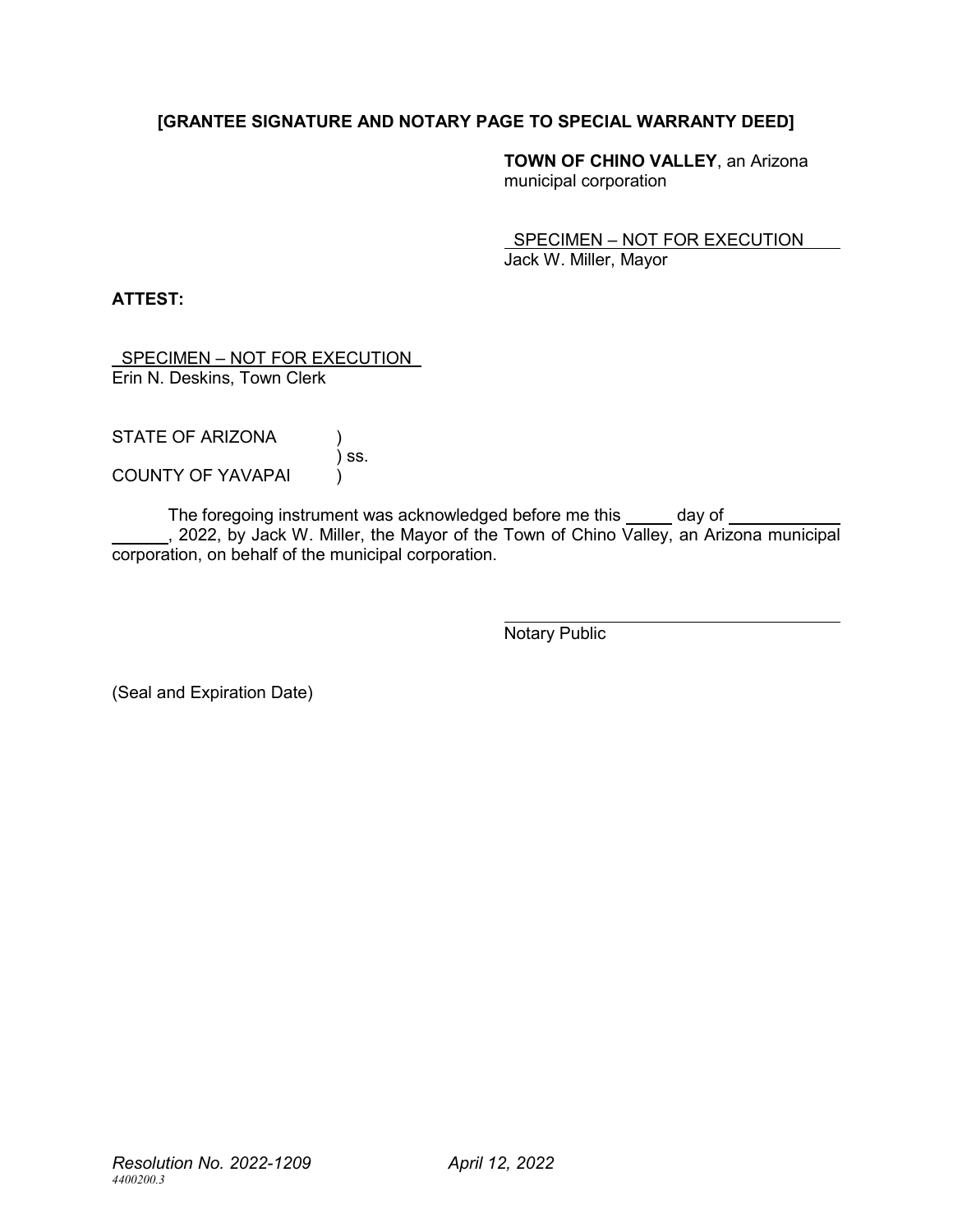**[GRANTEE SIGNATURE AND NOTARY PAGE TO SPECIAL WARRANTY DEED]**

**TOWN OF CHINO VALLEY**, an Arizona municipal corporation

SPECIMEN – NOT FOR EXECUTION
Jack W. Miller, Mayor

**ATTEST:**

SPECIMEN – NOT FOR EXECUTION
Erin N. Deskins, Town Clerk

STATE OF ARIZONA )
) ss.
COUNTY OF YAVAPAI )

The foregoing instrument was acknowledged before me this _____ day of ____________ ______, 2022, by Jack W. Miller, the Mayor of the Town of Chino Valley, an Arizona municipal corporation, on behalf of the municipal corporation.

______________________________________
Notary Public

(Seal and Expiration Date)

*Resolution No. 2022-1209* *April 12, 2022*
*4400200.3*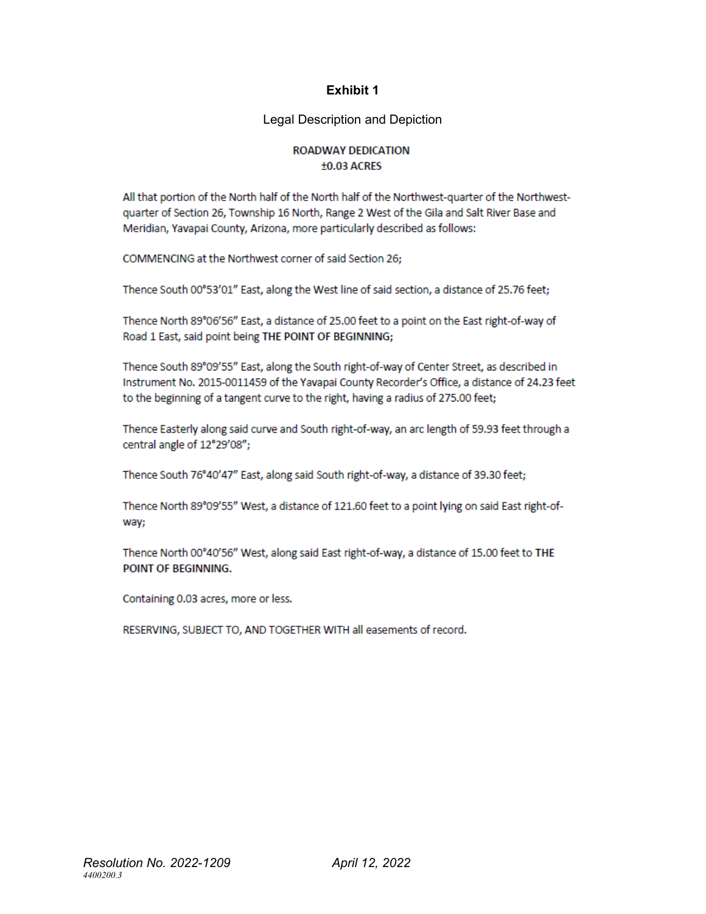# Exhibit 1

Legal Description and Depiction

**ROADWAY DEDICATION**
**±0.03 ACRES**

All that portion of the North half of the North half of the Northwest-quarter of the Northwest-quarter of Section 26, Township 16 North, Range 2 West of the Gila and Salt River Base and Meridian, Yavapai County, Arizona, more particularly described as follows:

COMMENCING at the Northwest corner of said Section 26;

Thence South 00°53'01" East, along the West line of said section, a distance of 25.76 feet;

Thence North 89°06'56" East, a distance of 25.00 feet to a point on the East right-of-way of Road 1 East, said point being **THE POINT OF BEGINNING;**

Thence South 89°09'55" East, along the South right-of-way of Center Street, as described in Instrument No. 2015-0011459 of the Yavapai County Recorder's Office, a distance of 24.23 feet to the beginning of a tangent curve to the right, having a radius of 275.00 feet;

Thence Easterly along said curve and South right-of-way, an arc length of 59.93 feet through a central angle of 12°29'08";

Thence South 76°40'47" East, along said South right-of-way, a distance of 39.30 feet;

Thence North 89°09'55" West, a distance of 121.60 feet to a point lying on said East right-of-way;

Thence North 00°40'56" West, along said East right-of-way, a distance of 15.00 feet to **THE POINT OF BEGINNING.**

Containing 0.03 acres, more or less.

RESERVING, SUBJECT TO, AND TOGETHER WITH all easements of record.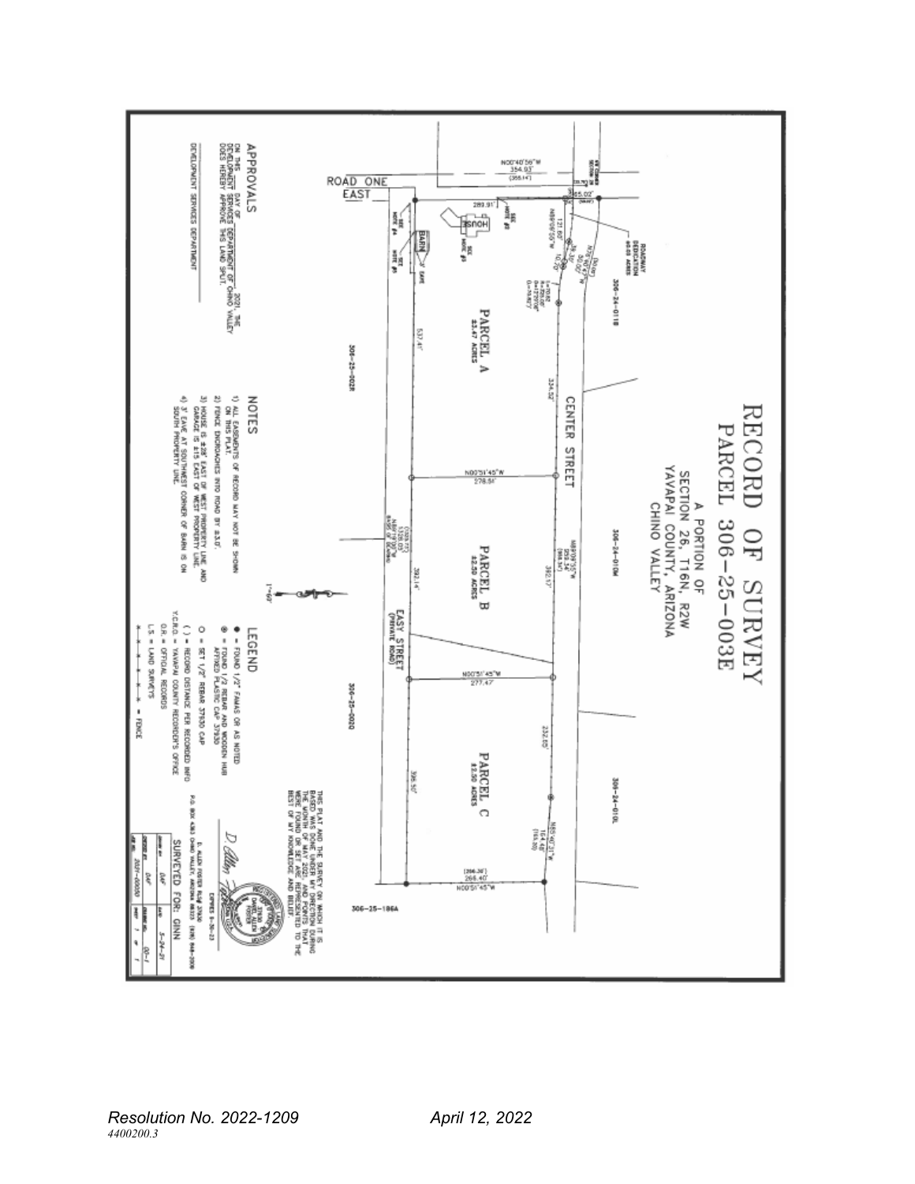# RECORD OF SURVEY
## PARCEL 306-25-003E

A PORTION OF
SECTION 26, T16N, R2W
YAVAPAI COUNTY, ARIZONA
CHINO VALLEY

ROAD ONE EAST

CENTER STREET

EASY STREET (PRIVATE ROAD)

PARCEL A ±3.47 ACRES

PARCEL B ±2.50 ACRES

PARCEL C ±2.50 ACRES

306-24-011B

306-24-010M

306-24-010L

306-25-002R

306-25-002Q

306-25-186A

ROADWAY DEDICATION ±0.08 ACRES

HOUSE

BARN

N00°40'56"W 354.93' (355.14')

85.02'

289.91'

121.60'

N89°06'50"W

537.41'

334.52'

N00°51'45"W 278.51'

N89°09'55"W 259.34' (968.14')

382.14'

382.57'

N00°51'45"W 277.47'

232.85'

395.37'

N85°40'37"W 164.48' (165.00)

(266.26') 266.40'

N00°51'45"W

1"=60'

## APPROVALS

ON THIS ___ DAY OF ___ 2021, THE DEVELOPMENT SERVICES DEPARTMENT OF CHINO VALLEY DOES HEREBY APPROVE THIS LAND SPLIT.

DEVELOPMENT SERVICES DEPARTMENT

## NOTES

1) ALL EASEMENTS OF RECORD MAY NOT BE SHOWN ON THIS PLAT.
2) FENCE ENCROACHES INTO ROAD BY ±3.0'.
3) HOUSE IS ±28' EAST OF WEST PROPERTY LINE, AND GARAGE IS ±15 EAST OF WEST PROPERTY LINE.
4) 3' EAVE AT SOUTHWEST CORNER OF BARN IS ON SOUTH PROPERTY LINE.

## LEGEND

● = FOUND 1/2" FAMAS OR AS NOTED
◉ = FOUND 1/2 REBAR AND WOODEN HUB AFFIXED PLASTIC CAP 37930
○ = SET 1/2" REBAR 37930 CAP
( ) = RECORD DISTANCE PER RECORDED INFO
Y.C.R.O. = YAVAPAI COUNTY RECORDER'S OFFICE
O.R. = OFFICIAL RECORDS
L.S. = LAND SURVEYS
—x—x—x— = FENCE

THIS PLAT AND THE SURVEY ON WHICH IT IS BASED WAS DONE UNDER MY DIRECTION DURING THE MONTH OF MAY 2021, AND POINTS THAT WERE FOUND OR SET ARE REPRESENTED TO THE BEST OF MY KNOWLEDGE AND BELIEF.

D. ALLEN FOSTER RLS# 37930
P.O. BOX 4363 CHINO VALLEY, ARIZONA 86323 (928) 848-3008
EXPIRES 9-30-23

SURVEYED FOR: GINN

DRAWN BY: DAF | DATE: 5-24-21
CHECKED BY: DAF | DRAWING NO.: OD-1
JOB NO.: 2021-00050 | SHEET 1 OF 1

*Resolution No. 2022-1209* *April 12, 2022*

*4400200.3*